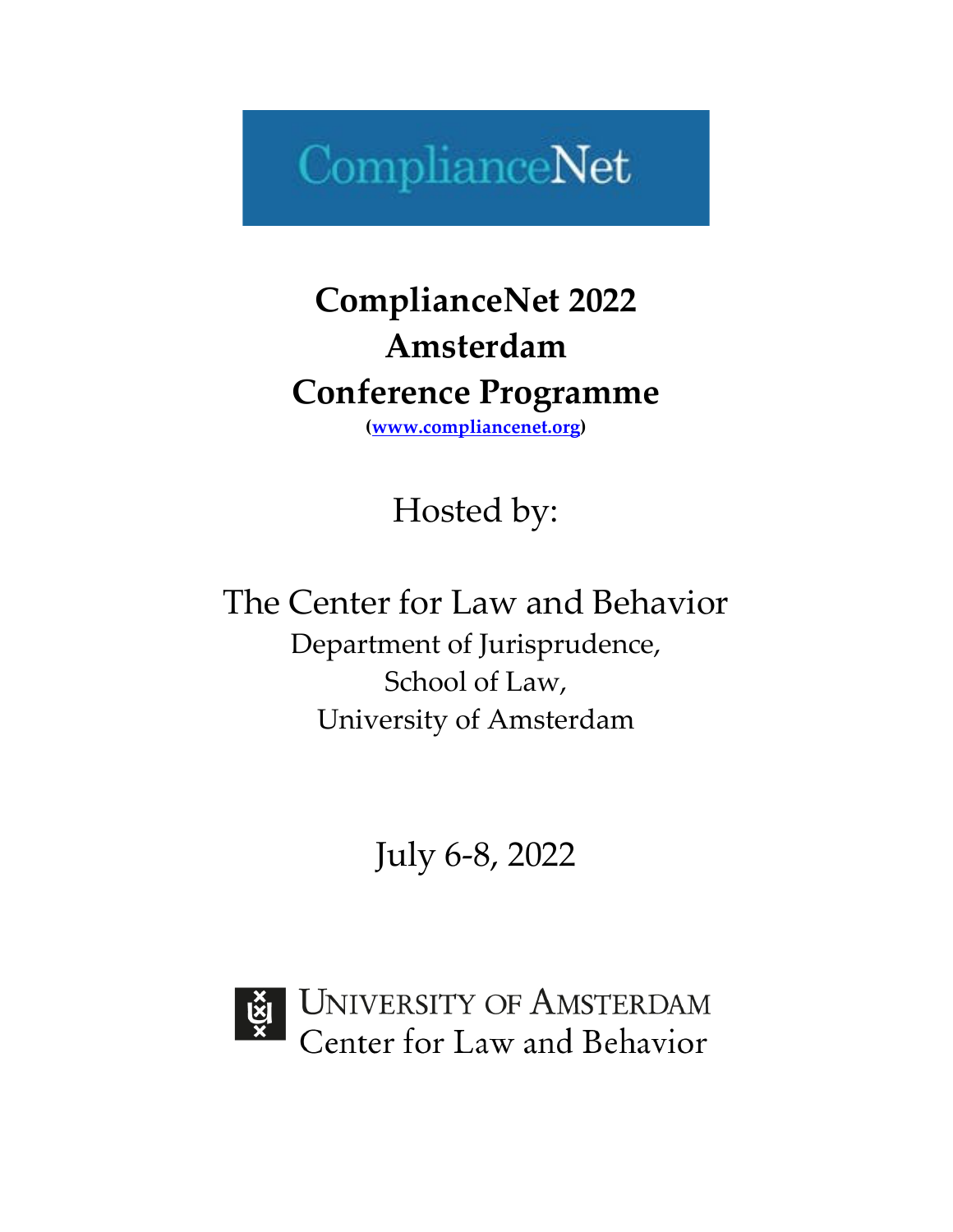ComplianceNet

# ComplianceNet 2022
# Amsterdam
# Conference Programme

**([www.compliancenet.org](http://www.compliancenet.org))**

Hosted by:

The Center for Law and Behavior

Department of Jurisprudence,

School of Law,

University of Amsterdam

July 6-8, 2022

University of Amsterdam
Center for Law and Behavior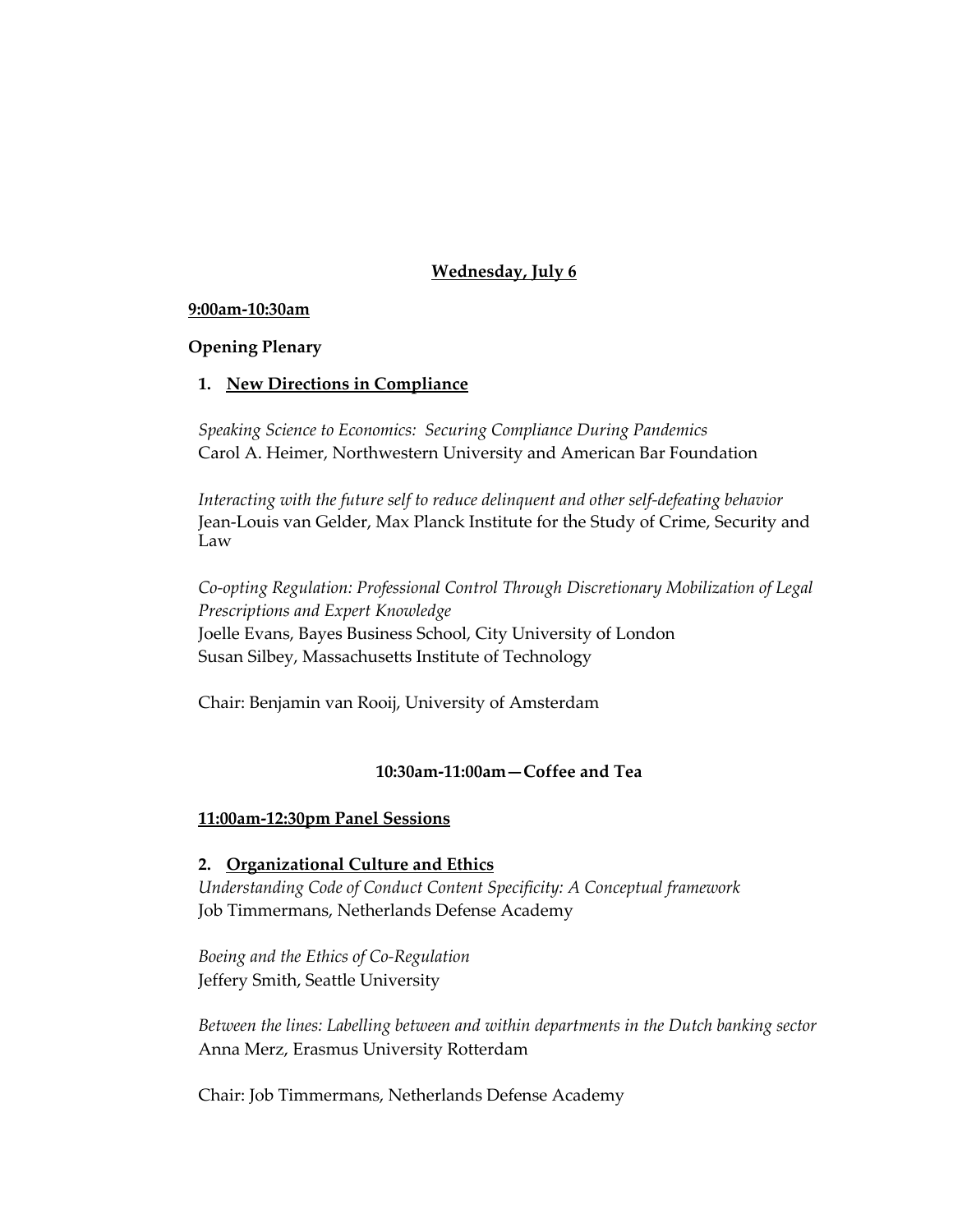## Wednesday, July 6

**9:00am-10:30am**

**Opening Plenary**

1. **New Directions in Compliance**

*Speaking Science to Economics: Securing Compliance During Pandemics*
Carol A. Heimer, Northwestern University and American Bar Foundation

*Interacting with the future self to reduce delinquent and other self-defeating behavior*
Jean-Louis van Gelder, Max Planck Institute for the Study of Crime, Security and Law

*Co-opting Regulation: Professional Control Through Discretionary Mobilization of Legal Prescriptions and Expert Knowledge*
Joelle Evans, Bayes Business School, City University of London
Susan Silbey, Massachusetts Institute of Technology

Chair: Benjamin van Rooij, University of Amsterdam

**10:30am-11:00am—Coffee and Tea**

**11:00am-12:30pm Panel Sessions**

2. **Organizational Culture and Ethics**

*Understanding Code of Conduct Content Specificity: A Conceptual framework*
Job Timmermans, Netherlands Defense Academy

*Boeing and the Ethics of Co-Regulation*
Jeffery Smith, Seattle University

*Between the lines: Labelling between and within departments in the Dutch banking sector*
Anna Merz, Erasmus University Rotterdam

Chair: Job Timmermans, Netherlands Defense Academy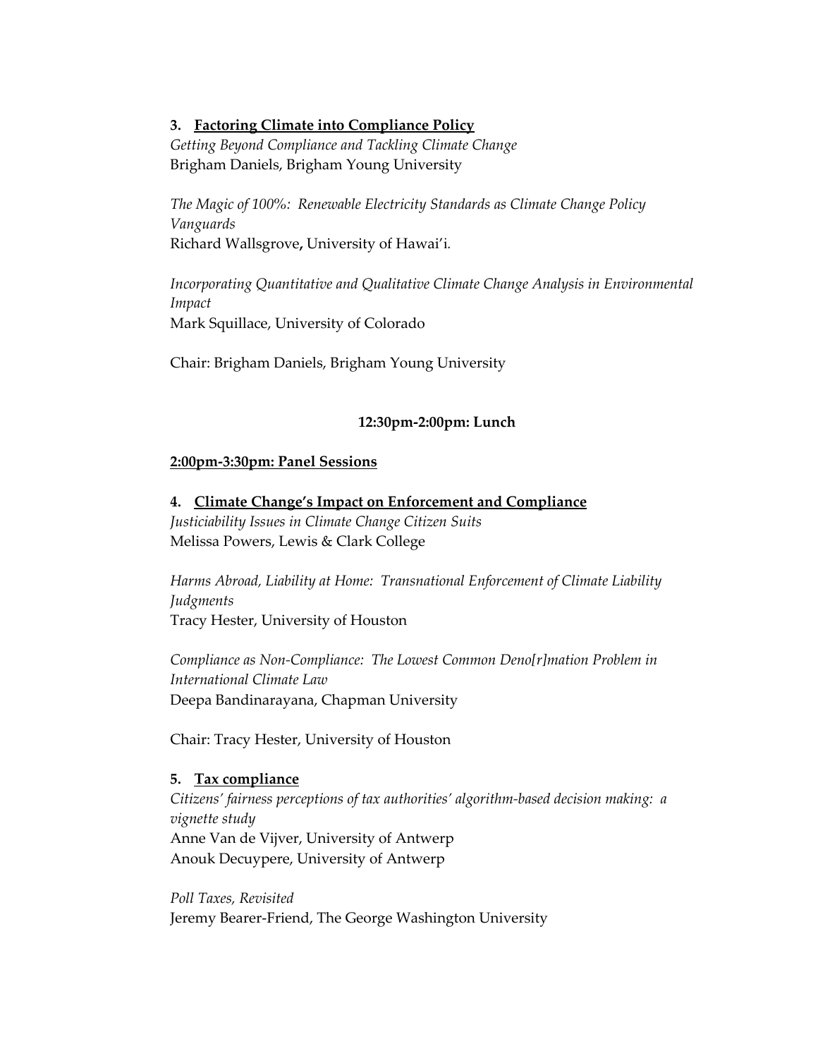**3. <u>Factoring Climate into Compliance Policy</u>**

*Getting Beyond Compliance and Tackling Climate Change*
Brigham Daniels, Brigham Young University

*The Magic of 100%: Renewable Electricity Standards as Climate Change Policy Vanguards*
Richard Wallsgrove**,** University of Hawai'i.

*Incorporating Quantitative and Qualitative Climate Change Analysis in Environmental Impact*
Mark Squillace, University of Colorado

Chair: Brigham Daniels, Brigham Young University

**12:30pm-2:00pm: Lunch**

**<u>2:00pm-3:30pm: Panel Sessions</u>**

**4. <u>Climate Change's Impact on Enforcement and Compliance</u>**

*Justiciability Issues in Climate Change Citizen Suits*
Melissa Powers, Lewis & Clark College

*Harms Abroad, Liability at Home: Transnational Enforcement of Climate Liability Judgments*
Tracy Hester, University of Houston

*Compliance as Non-Compliance: The Lowest Common Deno[r]mation Problem in International Climate Law*
Deepa Bandinarayana, Chapman University

Chair: Tracy Hester, University of Houston

**5. <u>Tax compliance</u>**

*Citizens' fairness perceptions of tax authorities' algorithm-based decision making: a vignette study*
Anne Van de Vijver, University of Antwerp
Anouk Decuypere, University of Antwerp

*Poll Taxes, Revisited*
Jeremy Bearer-Friend, The George Washington University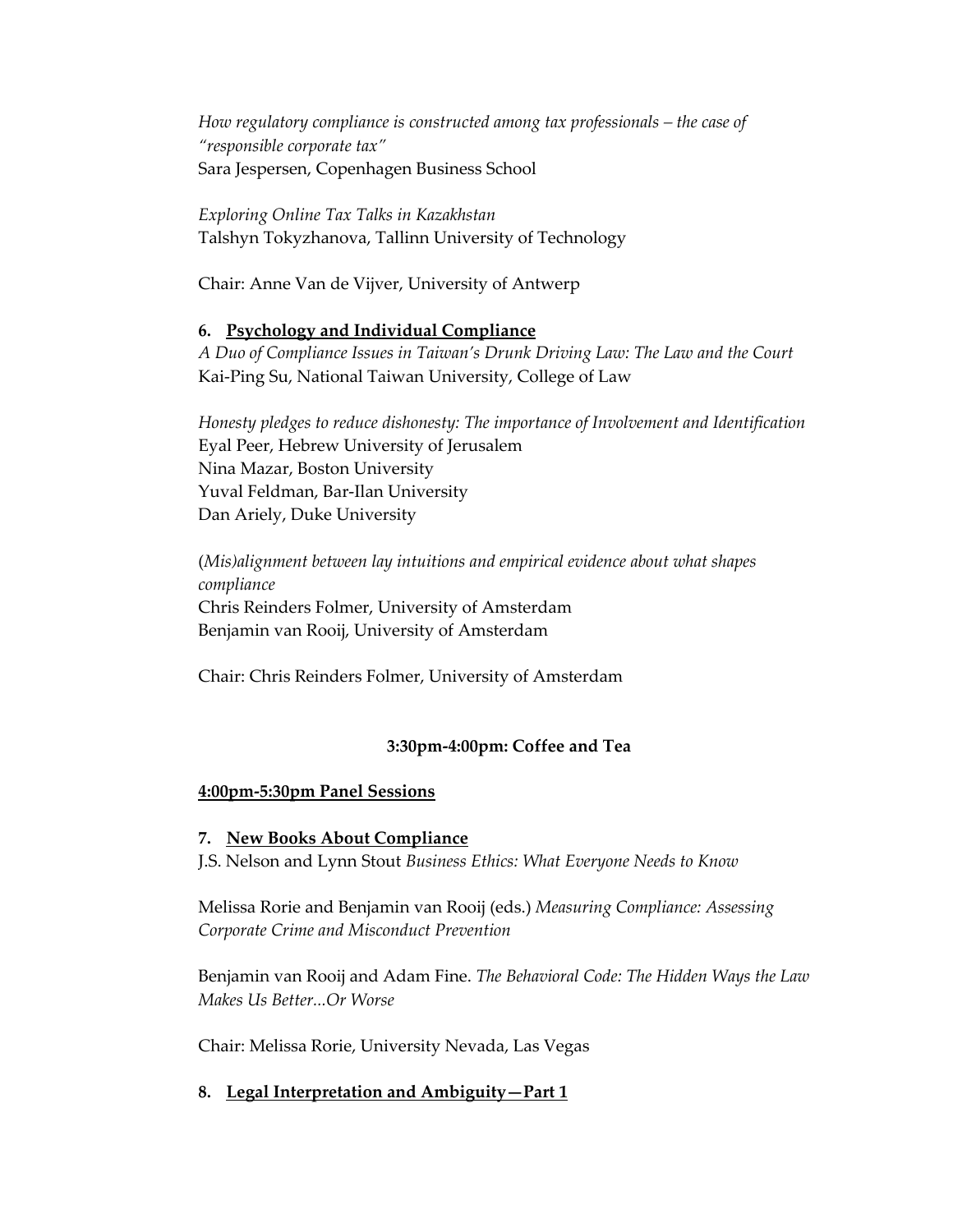*How regulatory compliance is constructed among tax professionals – the case of "responsible corporate tax"*
Sara Jespersen, Copenhagen Business School

*Exploring Online Tax Talks in Kazakhstan*
Talshyn Tokyzhanova, Tallinn University of Technology

Chair: Anne Van de Vijver, University of Antwerp

**6. <u>Psychology and Individual Compliance</u>**

*A Duo of Compliance Issues in Taiwan's Drunk Driving Law: The Law and the Court*
Kai-Ping Su, National Taiwan University, College of Law

*Honesty pledges to reduce dishonesty: The importance of Involvement and Identification*
Eyal Peer, Hebrew University of Jerusalem
Nina Mazar, Boston University
Yuval Feldman, Bar-Ilan University
Dan Ariely, Duke University

(*Mis)alignment between lay intuitions and empirical evidence about what shapes compliance*
Chris Reinders Folmer, University of Amsterdam
Benjamin van Rooij, University of Amsterdam

Chair: Chris Reinders Folmer, University of Amsterdam

**3:30pm-4:00pm: Coffee and Tea**

**<u>4:00pm-5:30pm Panel Sessions</u>**

**7. <u>New Books About Compliance</u>**

J.S. Nelson and Lynn Stout *Business Ethics: What Everyone Needs to Know*

Melissa Rorie and Benjamin van Rooij (eds.) *Measuring Compliance: Assessing Corporate Crime and Misconduct Prevention*

Benjamin van Rooij and Adam Fine. *The Behavioral Code: The Hidden Ways the Law Makes Us Better...Or Worse*

Chair: Melissa Rorie, University Nevada, Las Vegas

**8. <u>Legal Interpretation and Ambiguity—Part 1</u>**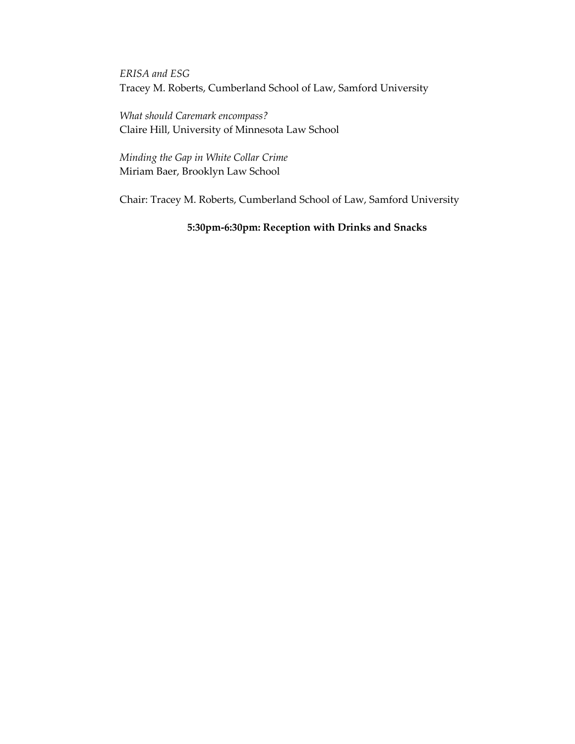*ERISA and ESG*
Tracey M. Roberts, Cumberland School of Law, Samford University

*What should Caremark encompass?*
Claire Hill, University of Minnesota Law School

*Minding the Gap in White Collar Crime*
Miriam Baer, Brooklyn Law School

Chair: Tracey M. Roberts, Cumberland School of Law, Samford University

**5:30pm-6:30pm: Reception with Drinks and Snacks**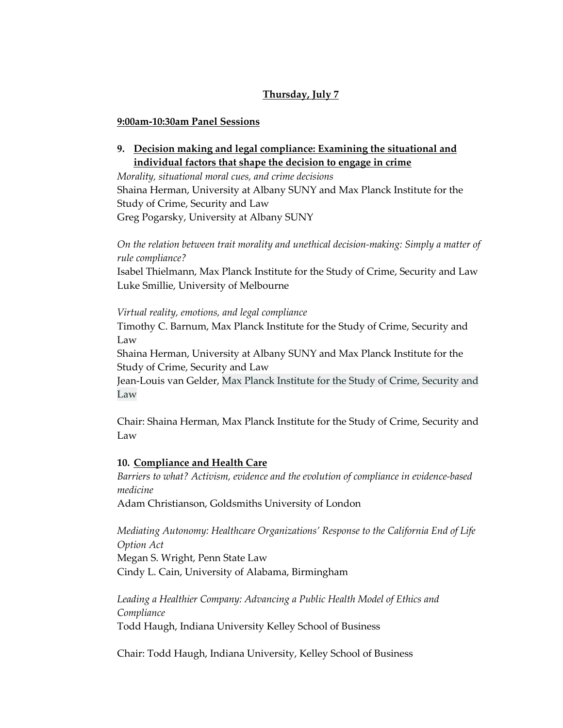## Thursday, July 7

### 9:00am-10:30am Panel Sessions

### 9. Decision making and legal compliance: Examining the situational and individual factors that shape the decision to engage in crime

*Morality, situational moral cues, and crime decisions*
Shaina Herman, University at Albany SUNY and Max Planck Institute for the Study of Crime, Security and Law
Greg Pogarsky, University at Albany SUNY

*On the relation between trait morality and unethical decision-making: Simply a matter of rule compliance?*
Isabel Thielmann, Max Planck Institute for the Study of Crime, Security and Law
Luke Smillie, University of Melbourne

*Virtual reality, emotions, and legal compliance*
Timothy C. Barnum, Max Planck Institute for the Study of Crime, Security and Law
Shaina Herman, University at Albany SUNY and Max Planck Institute for the Study of Crime, Security and Law
Jean-Louis van Gelder, Max Planck Institute for the Study of Crime, Security and Law

Chair: Shaina Herman, Max Planck Institute for the Study of Crime, Security and Law

### 10. Compliance and Health Care

*Barriers to what? Activism, evidence and the evolution of compliance in evidence-based medicine*
Adam Christianson, Goldsmiths University of London

*Mediating Autonomy: Healthcare Organizations' Response to the California End of Life Option Act*
Megan S. Wright, Penn State Law
Cindy L. Cain, University of Alabama, Birmingham

*Leading a Healthier Company: Advancing a Public Health Model of Ethics and Compliance*
Todd Haugh, Indiana University Kelley School of Business

Chair: Todd Haugh, Indiana University, Kelley School of Business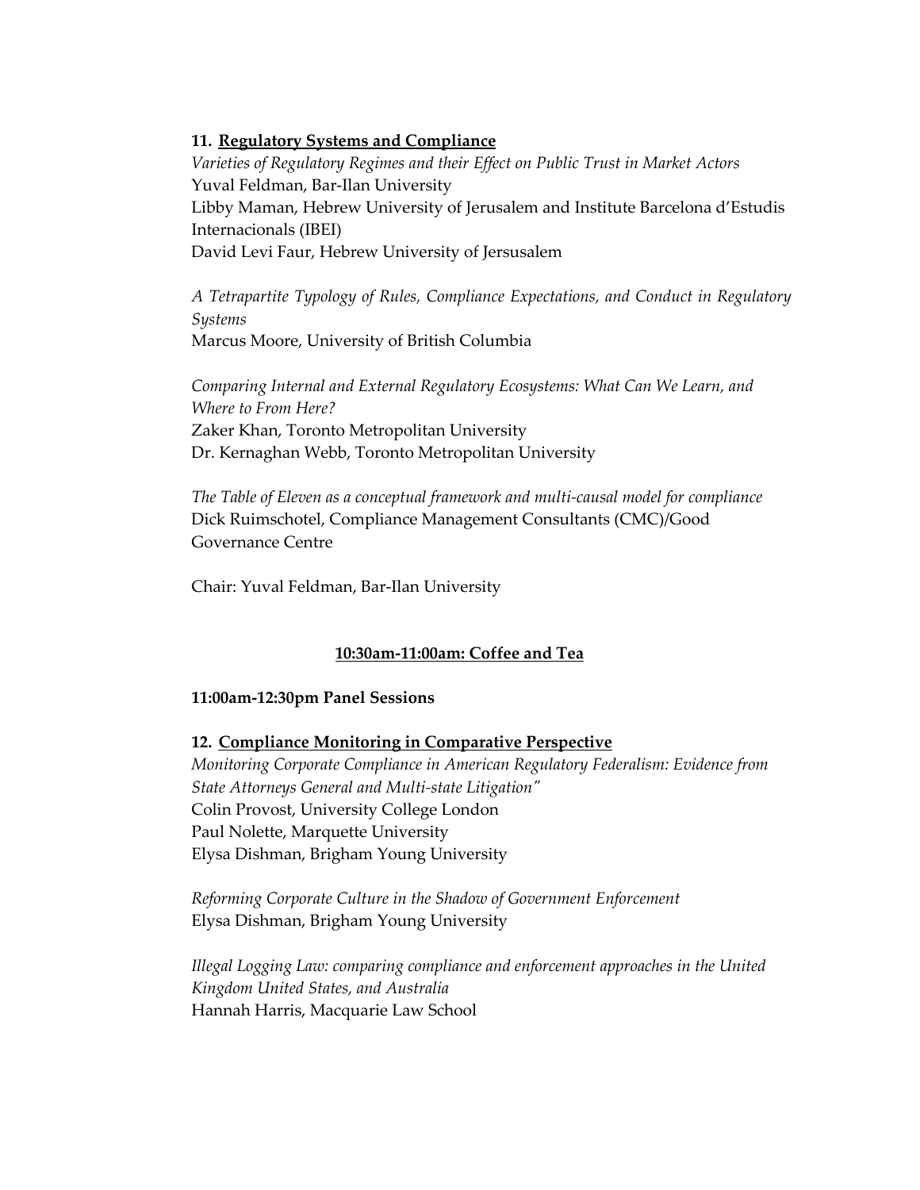**11. Regulatory Systems and Compliance**

*Varieties of Regulatory Regimes and their Effect on Public Trust in Market Actors*
Yuval Feldman, Bar-Ilan University
Libby Maman, Hebrew University of Jerusalem and Institute Barcelona d'Estudis Internacionals (IBEI)
David Levi Faur, Hebrew University of Jersusalem

*A Tetrapartite Typology of Rules, Compliance Expectations, and Conduct in Regulatory Systems*
Marcus Moore, University of British Columbia

*Comparing Internal and External Regulatory Ecosystems: What Can We Learn, and Where to From Here?*
Zaker Khan, Toronto Metropolitan University
Dr. Kernaghan Webb, Toronto Metropolitan University

*The Table of Eleven as a conceptual framework and multi-causal model for compliance*
Dick Ruimschotel, Compliance Management Consultants (CMC)/Good Governance Centre

Chair: Yuval Feldman, Bar-Ilan University

**10:30am-11:00am: Coffee and Tea**

**11:00am-12:30pm Panel Sessions**

**12. Compliance Monitoring in Comparative Perspective**

*Monitoring Corporate Compliance in American Regulatory Federalism: Evidence from State Attorneys General and Multi-state Litigation"*
Colin Provost, University College London
Paul Nolette, Marquette University
Elysa Dishman, Brigham Young University

*Reforming Corporate Culture in the Shadow of Government Enforcement*
Elysa Dishman, Brigham Young University

*Illegal Logging Law: comparing compliance and enforcement approaches in the United Kingdom United States, and Australia*
Hannah Harris, Macquarie Law School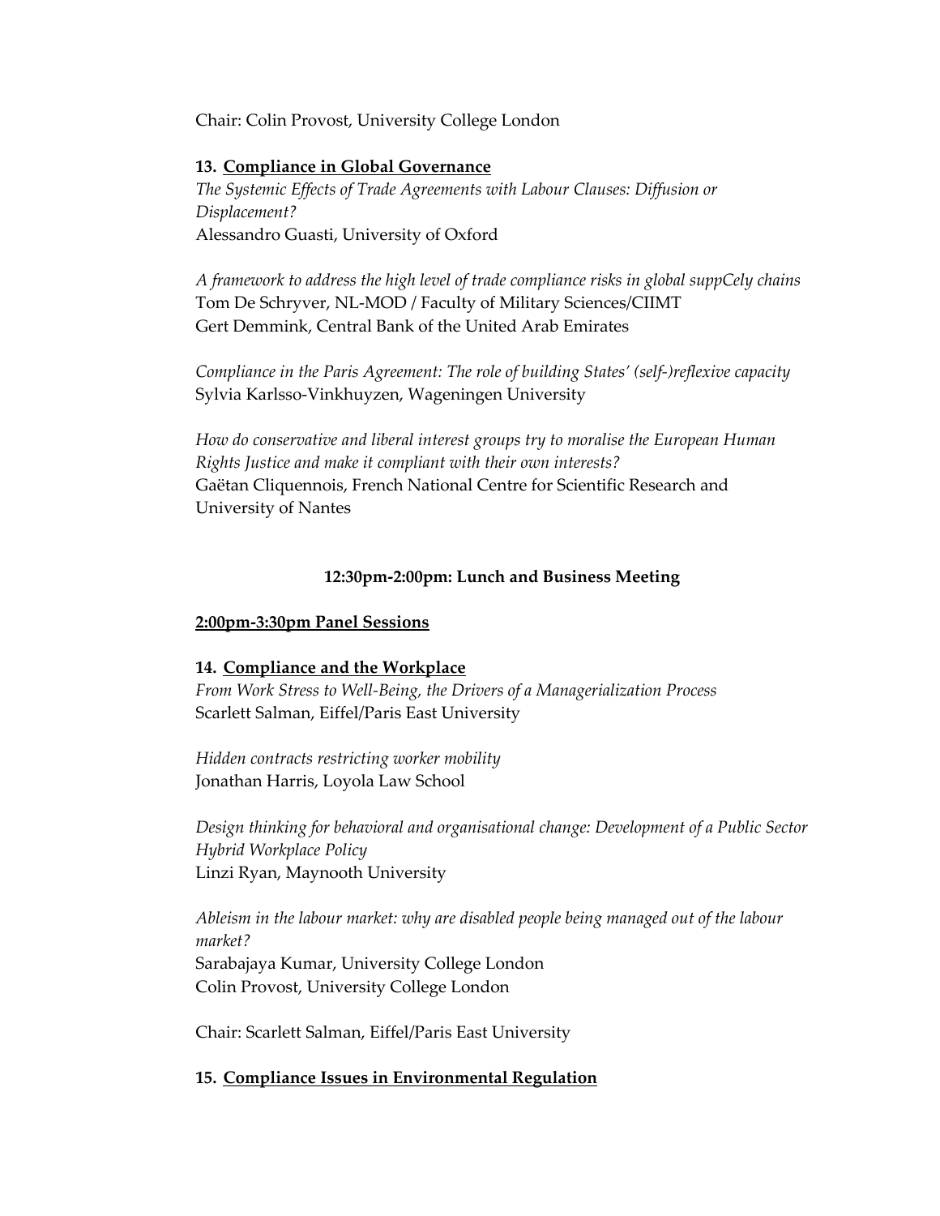Chair: Colin Provost, University College London

### 13. Compliance in Global Governance

*The Systemic Effects of Trade Agreements with Labour Clauses: Diffusion or Displacement?*
Alessandro Guasti, University of Oxford

*A framework to address the high level of trade compliance risks in global suppCely chains*
Tom De Schryver, NL-MOD / Faculty of Military Sciences/CIIMT
Gert Demmink, Central Bank of the United Arab Emirates

*Compliance in the Paris Agreement: The role of building States' (self-)reflexive capacity*
Sylvia Karlsso-Vinkhuyzen, Wageningen University

*How do conservative and liberal interest groups try to moralise the European Human Rights Justice and make it compliant with their own interests?*
Gaëtan Cliquennois, French National Centre for Scientific Research and University of Nantes

**12:30pm-2:00pm: Lunch and Business Meeting**

## 2:00pm-3:30pm Panel Sessions

### 14. Compliance and the Workplace

*From Work Stress to Well-Being, the Drivers of a Managerialization Process*
Scarlett Salman, Eiffel/Paris East University

*Hidden contracts restricting worker mobility*
Jonathan Harris, Loyola Law School

*Design thinking for behavioral and organisational change: Development of a Public Sector Hybrid Workplace Policy*
Linzi Ryan, Maynooth University

*Ableism in the labour market: why are disabled people being managed out of the labour market?*
Sarabajaya Kumar, University College London
Colin Provost, University College London

Chair: Scarlett Salman, Eiffel/Paris East University

### 15. Compliance Issues in Environmental Regulation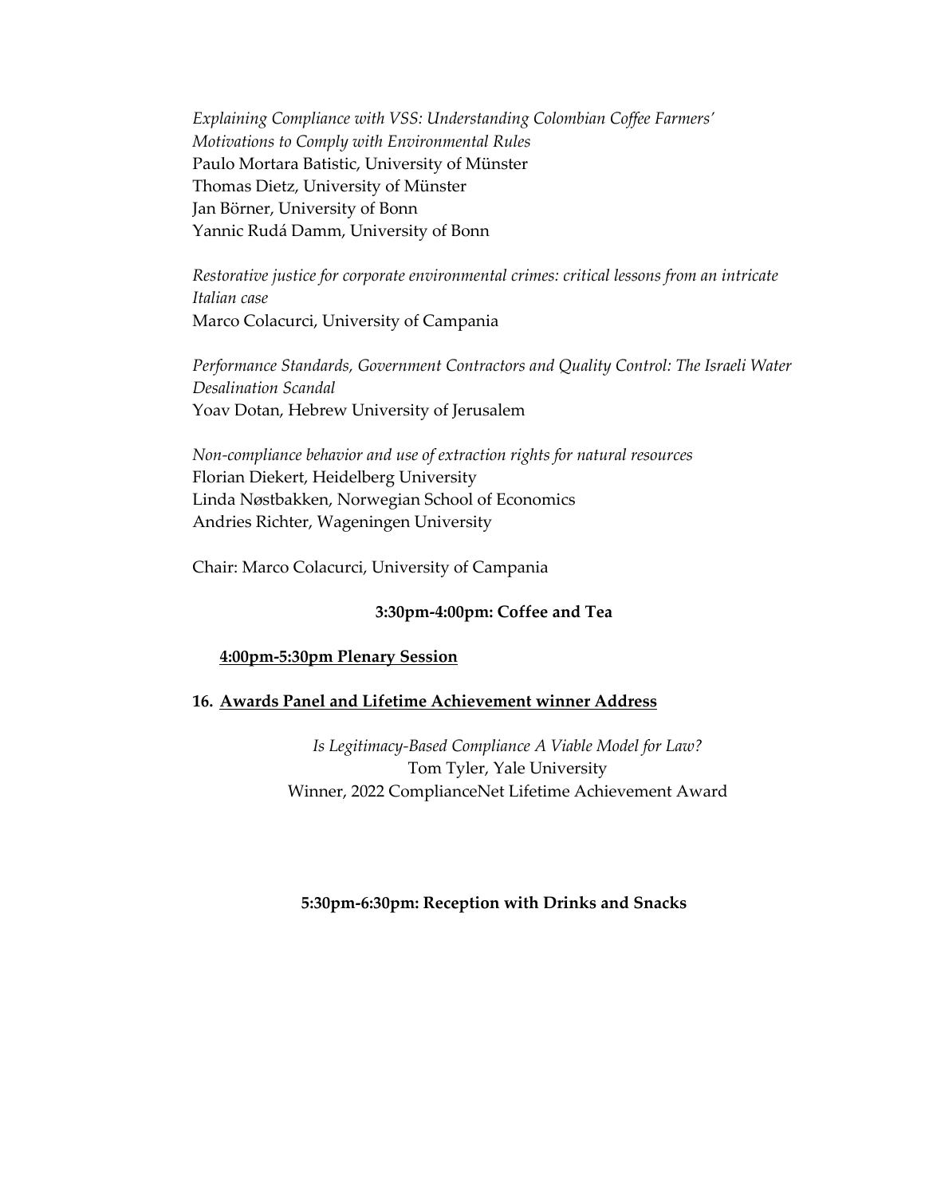*Explaining Compliance with VSS: Understanding Colombian Coffee Farmers' Motivations to Comply with Environmental Rules*
Paulo Mortara Batistic, University of Münster
Thomas Dietz, University of Münster
Jan Börner, University of Bonn
Yannic Rudá Damm, University of Bonn

*Restorative justice for corporate environmental crimes: critical lessons from an intricate Italian case*
Marco Colacurci, University of Campania

*Performance Standards, Government Contractors and Quality Control: The Israeli Water Desalination Scandal*
Yoav Dotan, Hebrew University of Jerusalem

*Non-compliance behavior and use of extraction rights for natural resources*
Florian Diekert, Heidelberg University
Linda Nøstbakken, Norwegian School of Economics
Andries Richter, Wageningen University

Chair: Marco Colacurci, University of Campania

**3:30pm-4:00pm: Coffee and Tea**

**4:00pm-5:30pm Plenary Session**

**16. Awards Panel and Lifetime Achievement winner Address**

*Is Legitimacy-Based Compliance A Viable Model for Law?*
Tom Tyler, Yale University
Winner, 2022 ComplianceNet Lifetime Achievement Award

**5:30pm-6:30pm: Reception with Drinks and Snacks**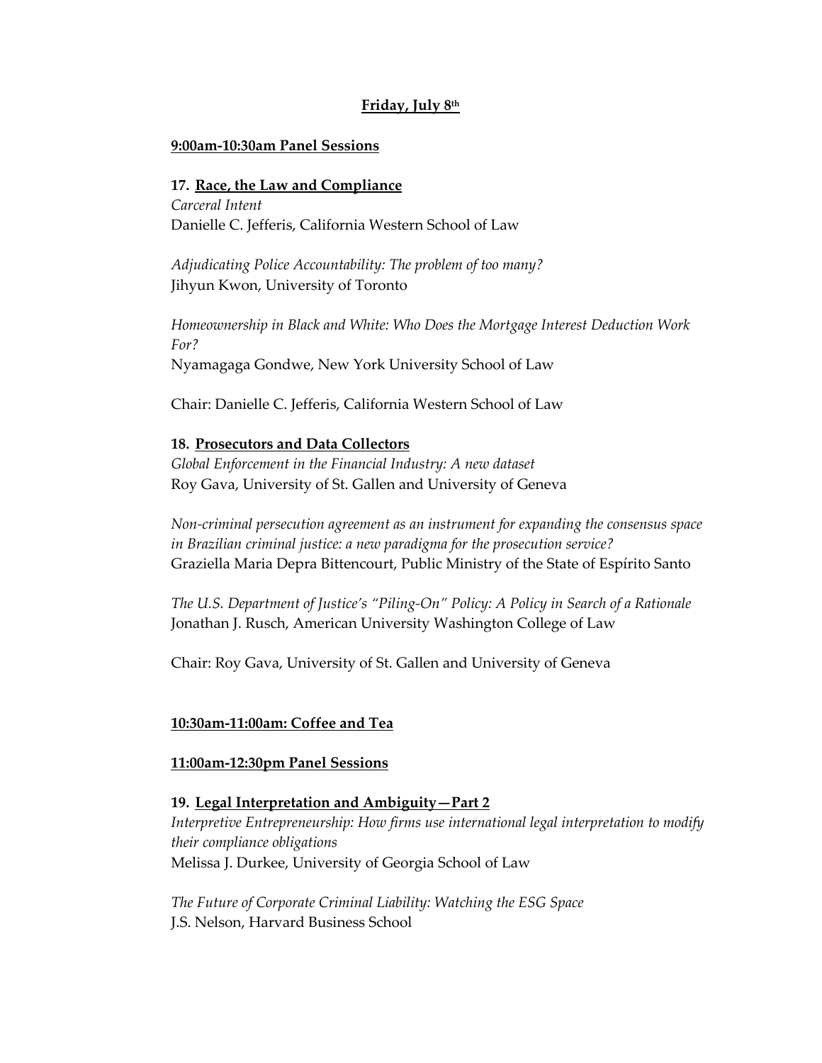## **Friday, July 8th**

**9:00am-10:30am Panel Sessions**

### 17. Race, the Law and Compliance

*Carceral Intent*
Danielle C. Jefferis, California Western School of Law

*Adjudicating Police Accountability: The problem of too many?*
Jihyun Kwon, University of Toronto

*Homeownership in Black and White: Who Does the Mortgage Interest Deduction Work For?*
Nyamagaga Gondwe, New York University School of Law

Chair: Danielle C. Jefferis, California Western School of Law

### 18. Prosecutors and Data Collectors

*Global Enforcement in the Financial Industry: A new dataset*
Roy Gava, University of St. Gallen and University of Geneva

*Non-criminal persecution agreement as an instrument for expanding the consensus space in Brazilian criminal justice: a new paradigma for the prosecution service?*
Graziella Maria Depra Bittencourt, Public Ministry of the State of Espírito Santo

*The U.S. Department of Justice's "Piling-On" Policy: A Policy in Search of a Rationale*
Jonathan J. Rusch, American University Washington College of Law

Chair: Roy Gava, University of St. Gallen and University of Geneva

**10:30am-11:00am: Coffee and Tea**

**11:00am-12:30pm Panel Sessions**

### 19. Legal Interpretation and Ambiguity—Part 2

*Interpretive Entrepreneurship: How firms use international legal interpretation to modify their compliance obligations*
Melissa J. Durkee, University of Georgia School of Law

*The Future of Corporate Criminal Liability: Watching the ESG Space*
J.S. Nelson, Harvard Business School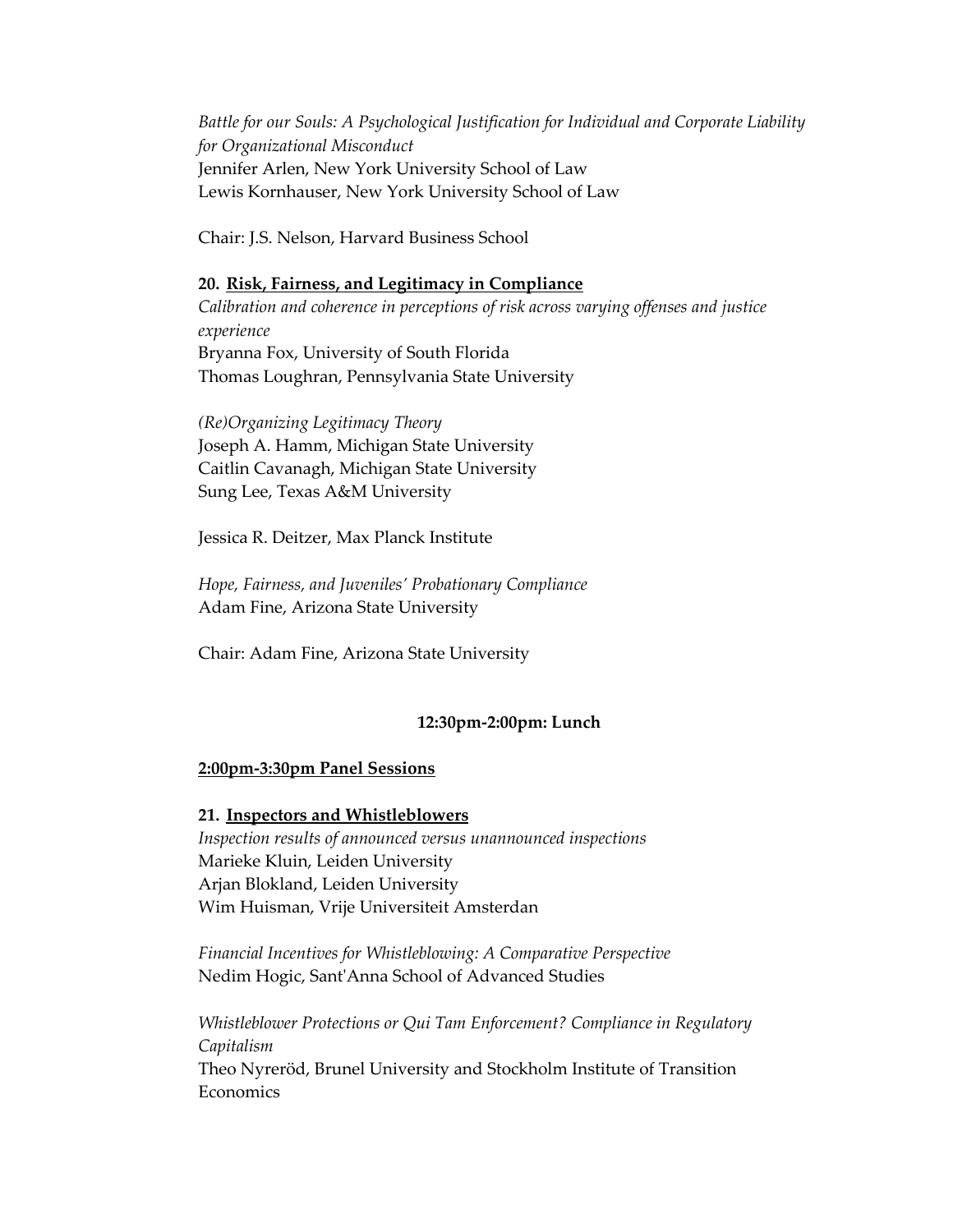*Battle for our Souls: A Psychological Justification for Individual and Corporate Liability for Organizational Misconduct*
Jennifer Arlen, New York University School of Law
Lewis Kornhauser, New York University School of Law

Chair: J.S. Nelson, Harvard Business School

**20. Risk, Fairness, and Legitimacy in Compliance**

*Calibration and coherence in perceptions of risk across varying offenses and justice experience*
Bryanna Fox, University of South Florida
Thomas Loughran, Pennsylvania State University

*(Re)Organizing Legitimacy Theory*
Joseph A. Hamm, Michigan State University
Caitlin Cavanagh, Michigan State University
Sung Lee, Texas A&M University

Jessica R. Deitzer, Max Planck Institute

*Hope, Fairness, and Juveniles' Probationary Compliance*
Adam Fine, Arizona State University

Chair: Adam Fine, Arizona State University

**12:30pm-2:00pm: Lunch**

**2:00pm-3:30pm Panel Sessions**

**21. Inspectors and Whistleblowers**

*Inspection results of announced versus unannounced inspections*
Marieke Kluin, Leiden University
Arjan Blokland, Leiden University
Wim Huisman, Vrije Universiteit Amsterdan

*Financial Incentives for Whistleblowing: A Comparative Perspective*
Nedim Hogic, Sant'Anna School of Advanced Studies

*Whistleblower Protections or Qui Tam Enforcement? Compliance in Regulatory Capitalism*
Theo Nyreröd, Brunel University and Stockholm Institute of Transition Economics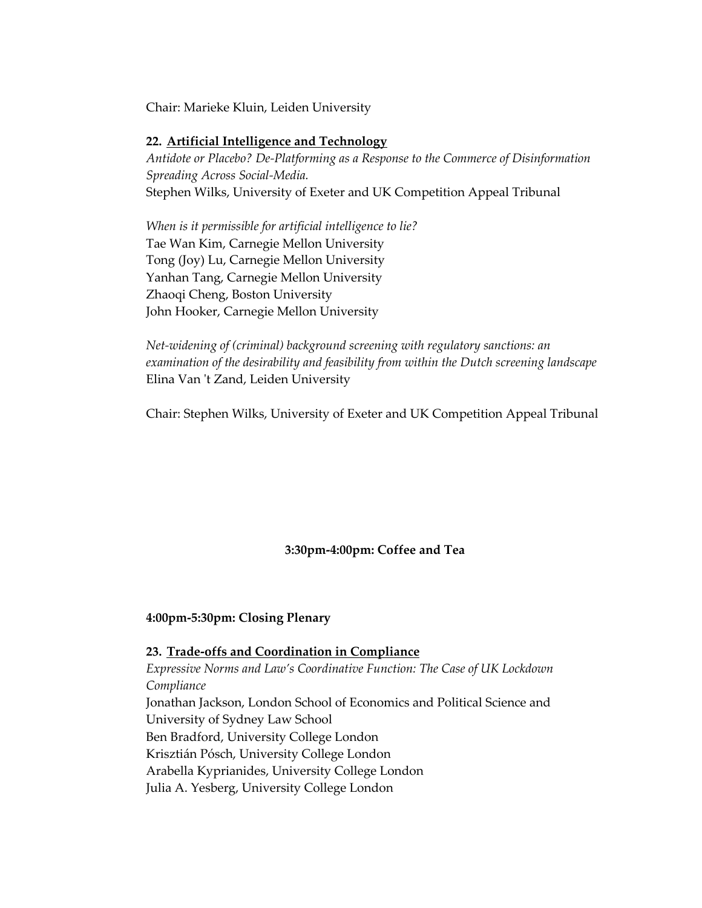Chair: Marieke Kluin, Leiden University

**22. Artificial Intelligence and Technology**

*Antidote or Placebo? De-Platforming as a Response to the Commerce of Disinformation Spreading Across Social-Media.*
Stephen Wilks, University of Exeter and UK Competition Appeal Tribunal

*When is it permissible for artificial intelligence to lie?*
Tae Wan Kim, Carnegie Mellon University
Tong (Joy) Lu, Carnegie Mellon University
Yanhan Tang, Carnegie Mellon University
Zhaoqi Cheng, Boston University
John Hooker, Carnegie Mellon University

*Net-widening of (criminal) background screening with regulatory sanctions: an examination of the desirability and feasibility from within the Dutch screening landscape*
Elina Van 't Zand, Leiden University

Chair: Stephen Wilks, University of Exeter and UK Competition Appeal Tribunal

**3:30pm-4:00pm: Coffee and Tea**

**4:00pm-5:30pm: Closing Plenary**

**23. Trade-offs and Coordination in Compliance**

*Expressive Norms and Law's Coordinative Function: The Case of UK Lockdown Compliance*
Jonathan Jackson, London School of Economics and Political Science and University of Sydney Law School
Ben Bradford, University College London
Krisztián Pósch, University College London
Arabella Kyprianides, University College London
Julia A. Yesberg, University College London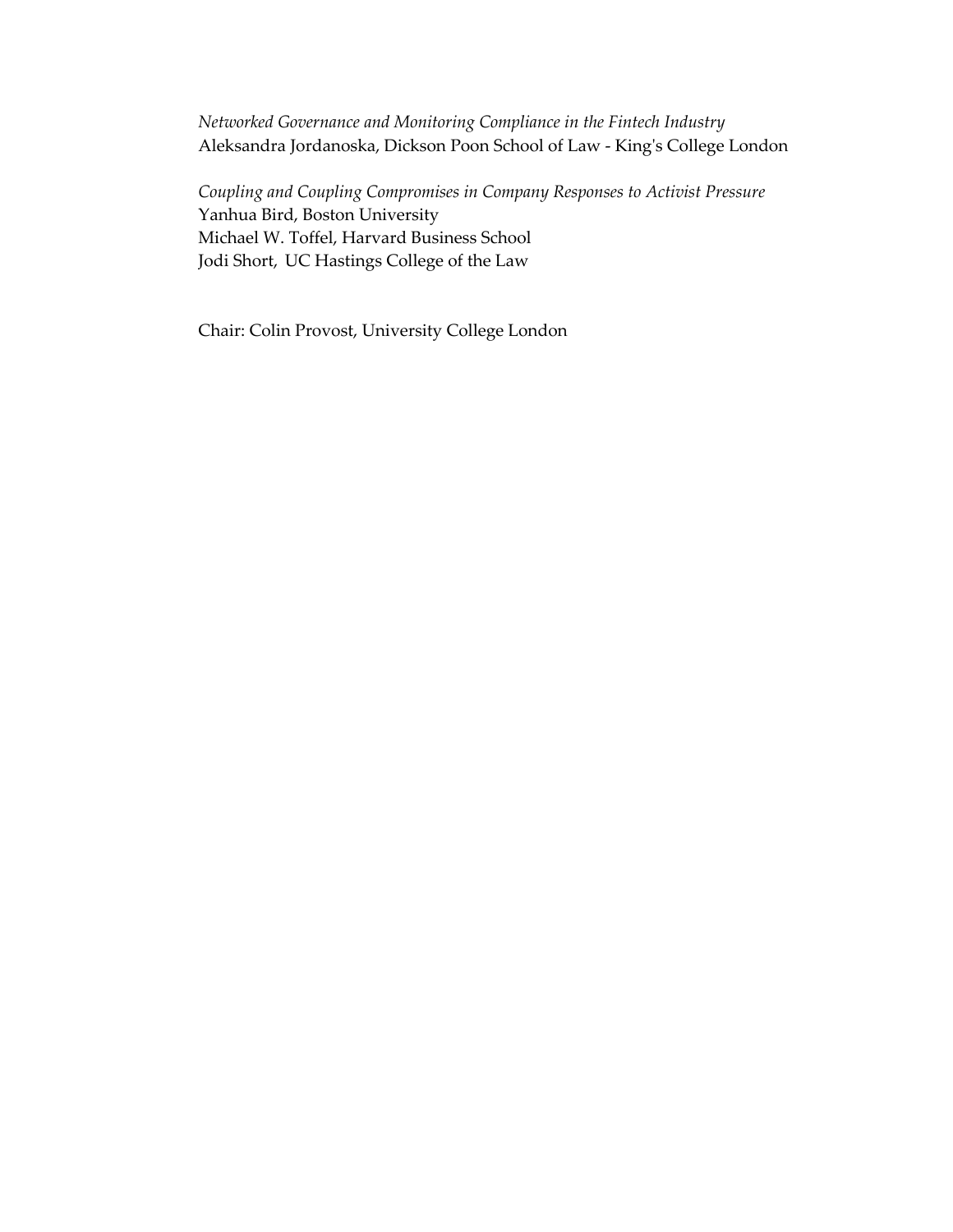*Networked Governance and Monitoring Compliance in the Fintech Industry*
Aleksandra Jordanoska, Dickson Poon School of Law - King's College London

*Coupling and Coupling Compromises in Company Responses to Activist Pressure*
Yanhua Bird, Boston University
Michael W. Toffel, Harvard Business School
Jodi Short, UC Hastings College of the Law

Chair: Colin Provost, University College London